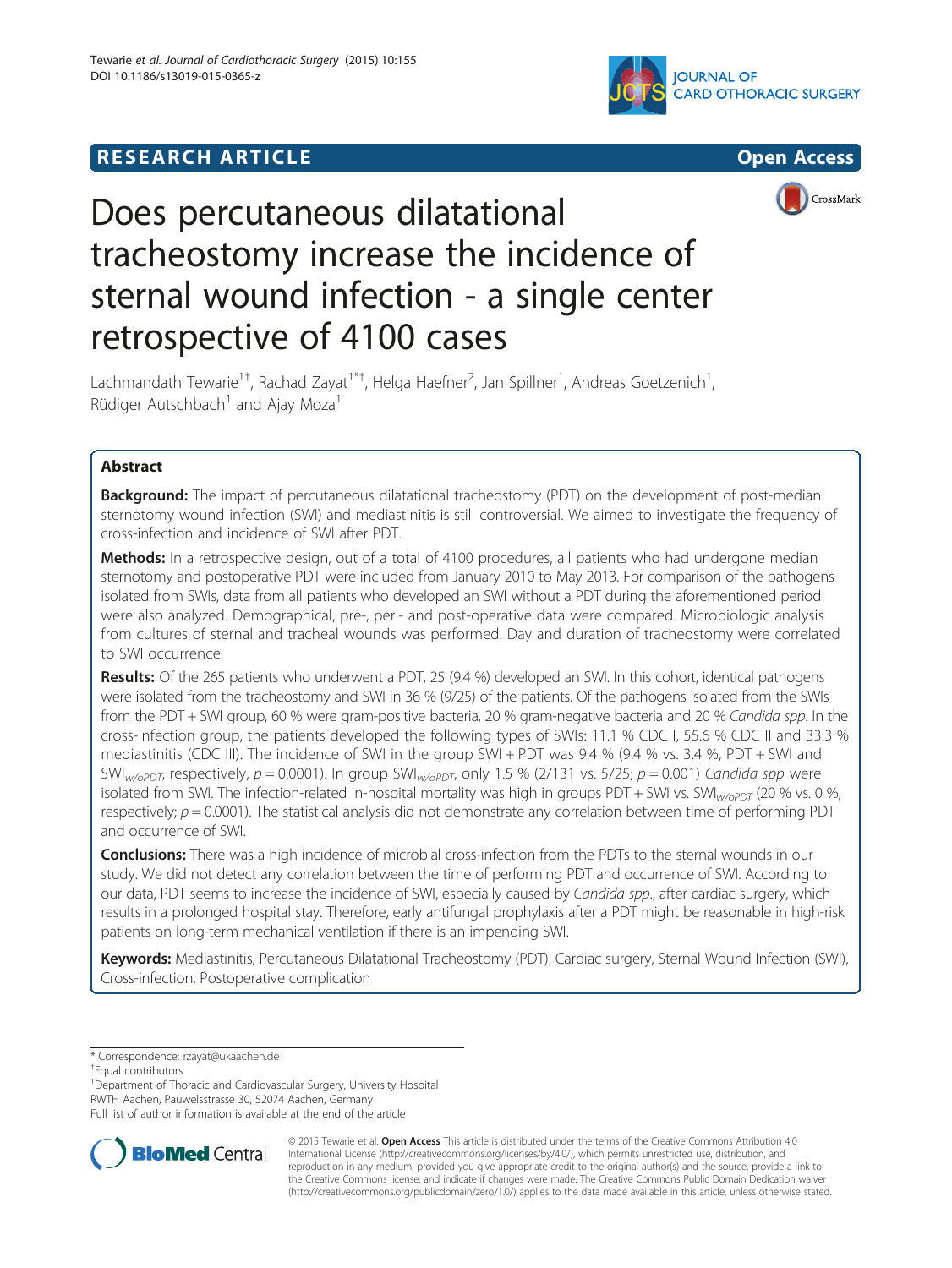RESEARCH ARTICLE

Open Access

# Does percutaneous dilatational tracheostomy increase the incidence of sternal wound infection - a single center retrospective of 4100 cases

Lachmandath Tewarie[1†], Rachad Zayat[1*†], Helga Haefner[2], Jan Spillner[1], Andreas Goetzenich[1], Rüdiger Autschbach[1] and Ajay Moza[1]

## Abstract

**Background:** The impact of percutaneous dilatational tracheostomy (PDT) on the development of post-median sternotomy wound infection (SWI) and mediastinitis is still controversial. We aimed to investigate the frequency of cross-infection and incidence of SWI after PDT.

**Methods:** In a retrospective design, out of a total of 4100 procedures, all patients who had undergone median sternotomy and postoperative PDT were included from January 2010 to May 2013. For comparison of the pathogens isolated from SWIs, data from all patients who developed an SWI without a PDT during the aforementioned period were also analyzed. Demographical, pre-, peri- and post-operative data were compared. Microbiologic analysis from cultures of sternal and tracheal wounds was performed. Day and duration of tracheostomy were correlated to SWI occurrence.

**Results:** Of the 265 patients who underwent a PDT, 25 (9.4 %) developed an SWI. In this cohort, identical pathogens were isolated from the tracheostomy and SWI in 36 % (9/25) of the patients. Of the pathogens isolated from the SWIs from the PDT + SWI group, 60 % were gram-positive bacteria, 20 % gram-negative bacteria and 20 % *Candida spp.* In the cross-infection group, the patients developed the following types of SWIs: 11.1 % CDC I, 55.6 % CDC II and 33.3 % mediastinitis (CDC III). The incidence of SWI in the group SWI + PDT was 9.4 % (9.4 % vs. 3.4 %, PDT + SWI and $SWI_{w/oPDT}$, respectively, $p = 0.0001$). In group $SWI_{w/oPDT}$, only 1.5 % (2/131 vs. 5/25; $p = 0.001$) *Candida spp* were isolated from SWI. The infection-related in-hospital mortality was high in groups PDT + SWI vs. $SWI_{w/oPDT}$ (20 % vs. 0 %, respectively; $p = 0.0001$). The statistical analysis did not demonstrate any correlation between time of performing PDT and occurrence of SWI.

**Conclusions:** There was a high incidence of microbial cross-infection from the PDTs to the sternal wounds in our study. We did not detect any correlation between the time of performing PDT and occurrence of SWI. According to our data, PDT seems to increase the incidence of SWI, especially caused by *Candida spp.*, after cardiac surgery, which results in a prolonged hospital stay. Therefore, early antifungal prophylaxis after a PDT might be reasonable in high-risk patients on long-term mechanical ventilation if there is an impending SWI.

**Keywords:** Mediastinitis, Percutaneous Dilatational Tracheostomy (PDT), Cardiac surgery, Sternal Wound Infection (SWI), Cross-infection, Postoperative complication

\* Correspondence: rzayat@ukaachen.de
†Equal contributors
[1]Department of Thoracic and Cardiovascular Surgery, University Hospital RWTH Aachen, Pauwelsstrasse 30, 52074 Aachen, Germany
Full list of author information is available at the end of the article

© 2015 Tewarie et al. **Open Access** This article is distributed under the terms of the Creative Commons Attribution 4.0 International License (http://creativecommons.org/licenses/by/4.0/), which permits unrestricted use, distribution, and reproduction in any medium, provided you give appropriate credit to the original author(s) and the source, provide a link to the Creative Commons license, and indicate if changes were made. The Creative Commons Public Domain Dedication waiver (http://creativecommons.org/publicdomain/zero/1.0/) applies to the data made available in this article, unless otherwise stated.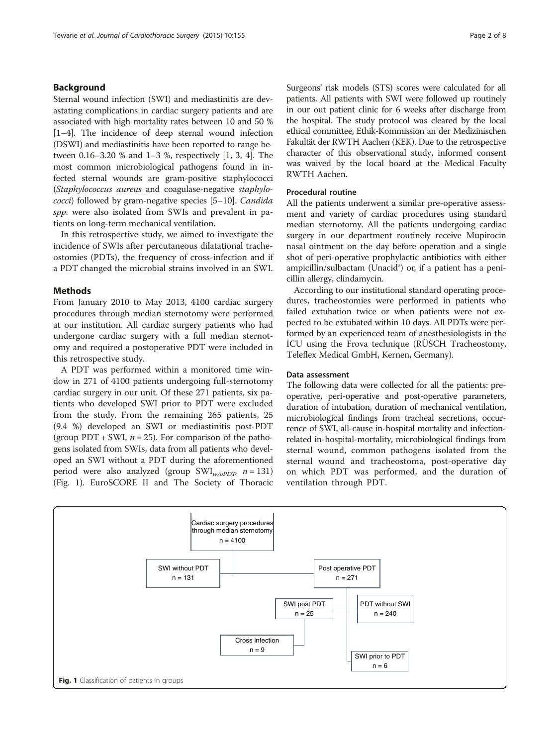## Background

Sternal wound infection (SWI) and mediastinitis are devastating complications in cardiac surgery patients and are associated with high mortality rates between 10 and 50 % [1–4]. The incidence of deep sternal wound infection (DSWI) and mediastinitis have been reported to range between 0.16–3.20 % and 1–3 %, respectively [1, 3, 4]. The most common microbiological pathogens found in infected sternal wounds are gram-positive staphylococci (*Staphylococcus aureus* and coagulase-negative *staphylococci*) followed by gram-negative species [5–10]. *Candida spp*. were also isolated from SWIs and prevalent in patients on long-term mechanical ventilation.

In this retrospective study, we aimed to investigate the incidence of SWIs after percutaneous dilatational tracheostomies (PDTs), the frequency of cross-infection and if a PDT changed the microbial strains involved in an SWI.

## Methods

From January 2010 to May 2013, 4100 cardiac surgery procedures through median sternotomy were performed at our institution. All cardiac surgery patients who had undergone cardiac surgery with a full median sternotomy and required a postoperative PDT were included in this retrospective study.

A PDT was performed within a monitored time window in 271 of 4100 patients undergoing full-sternotomy cardiac surgery in our unit. Of these 271 patients, six patients who developed SWI prior to PDT were excluded from the study. From the remaining 265 patients, 25 (9.4 %) developed an SWI or mediastinitis post-PDT (group PDT + SWI, $n = 25$). For comparison of the pathogens isolated from SWIs, data from all patients who developed an SWI without a PDT during the aforementioned period were also analyzed (group $SWI_{w/oPDT}$, $n = 131$) (Fig. 1). EuroSCORE II and The Society of Thoracic Surgeons' risk models (STS) scores were calculated for all patients. All patients with SWI were followed up routinely in our out patient clinic for 6 weeks after discharge from the hospital. The study protocol was cleared by the local ethical committee, Ethik-Kommission an der Medizinischen Fakultät der RWTH Aachen (KEK). Due to the retrospective character of this observational study, informed consent was waived by the local board at the Medical Faculty RWTH Aachen.

### Procedural routine

All the patients underwent a similar pre-operative assessment and variety of cardiac procedures using standard median sternotomy. All the patients undergoing cardiac surgery in our department routinely receive Mupirocin nasal ointment on the day before operation and a single shot of peri-operative prophylactic antibiotics with either ampicillin/sulbactam (Unacid®) or, if a patient has a penicillin allergy, clindamycin.

According to our institutional standard operating procedures, tracheostomies were performed in patients who failed extubation twice or when patients were not expected to be extubated within 10 days. All PDTs were performed by an experienced team of anesthesiologists in the ICU using the Frova technique (RÜSCH Tracheostomy, Teleflex Medical GmbH, Kernen, Germany).

### Data assessment

The following data were collected for all the patients: pre-operative, peri-operative and post-operative parameters, duration of intubation, duration of mechanical ventilation, microbiological findings from tracheal secretions, occurrence of SWI, all-cause in-hospital mortality and infection-related in-hospital-mortality, microbiological findings from sternal wound, common pathogens isolated from the sternal wound and tracheostoma, post-operative day on which PDT was performed, and the duration of ventilation through PDT.

Cardiac surgery procedures through median sternotomy n = 4100

SWI without PDT n = 131

Post operative PDT n = 271

SWI post PDT n = 25

PDT without SWI n = 240

Cross infection n = 9

SWI prior to PDT n = 6

**Fig. 1** Classification of patients in groups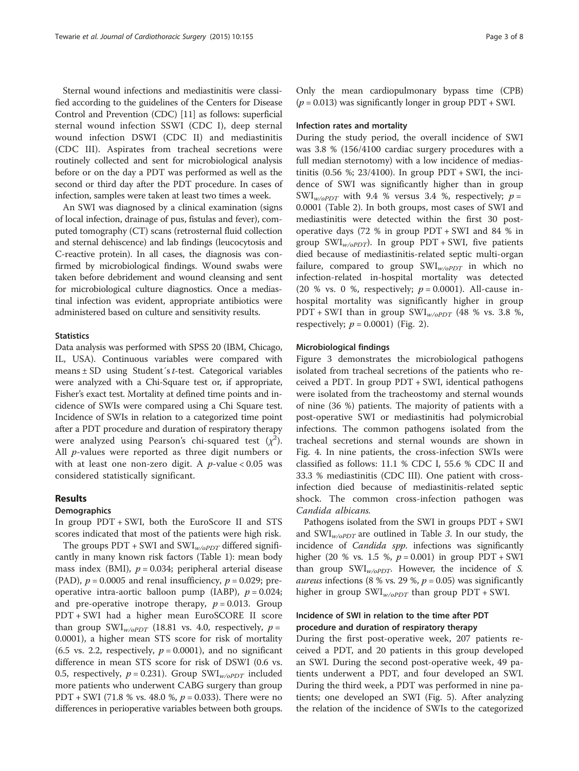Sternal wound infections and mediastinitis were classified according to the guidelines of the Centers for Disease Control and Prevention (CDC) [11] as follows: superficial sternal wound infection SSWI (CDC I), deep sternal wound infection DSWI (CDC II) and mediastinitis (CDC III). Aspirates from tracheal secretions were routinely collected and sent for microbiological analysis before or on the day a PDT was performed as well as the second or third day after the PDT procedure. In cases of infection, samples were taken at least two times a week.

An SWI was diagnosed by a clinical examination (signs of local infection, drainage of pus, fistulas and fever), computed tomography (CT) scans (retrosternal fluid collection and sternal dehiscence) and lab findings (leucocytosis and C-reactive protein). In all cases, the diagnosis was confirmed by microbiological findings. Wound swabs were taken before debridement and wound cleansing and sent for microbiological culture diagnostics. Once a mediastinal infection was evident, appropriate antibiotics were administered based on culture and sensitivity results.

### Statistics

Data analysis was performed with SPSS 20 (IBM, Chicago, IL, USA). Continuous variables were compared with means ± SD using Student´s *t*-test. Categorical variables were analyzed with a Chi-Square test or, if appropriate, Fisher's exact test. Mortality at defined time points and incidence of SWIs were compared using a Chi Square test. Incidence of SWIs in relation to a categorized time point after a PDT procedure and duration of respiratory therapy were analyzed using Pearson's chi-squared test ($\chi^2$). All *p*-values were reported as three digit numbers or with at least one non-zero digit. A *p*-value < 0.05 was considered statistically significant.

## Results

### Demographics

In group PDT + SWI, both the EuroScore II and STS scores indicated that most of the patients were high risk.

The groups PDT + SWI and $SWI_{w/oPDT}$ differed significantly in many known risk factors (Table 1): mean body mass index (BMI), $p = 0.034$; peripheral arterial disease (PAD), $p = 0.0005$ and renal insufficiency, $p = 0.029$; pre-operative intra-aortic balloon pump (IABP), $p = 0.024$; and pre-operative inotrope therapy, $p = 0.013$. Group PDT + SWI had a higher mean EuroSCORE II score than group $SWI_{w/oPDT}$ (18.81 vs. 4.0, respectively, $p = 0.0001$), a higher mean STS score for risk of mortality (6.5 vs. 2.2, respectively, $p = 0.0001$), and no significant difference in mean STS score for risk of DSWI (0.6 vs. 0.5, respectively, $p = 0.231$). Group $SWI_{w/oPDT}$ included more patients who underwent CABG surgery than group PDT + SWI (71.8 % vs. 48.0 %, $p = 0.033$). There were no differences in perioperative variables between both groups. Only the mean cardiopulmonary bypass time (CPB) ($p = 0.013$) was significantly longer in group PDT + SWI.

### Infection rates and mortality

During the study period, the overall incidence of SWI was 3.8 % (156/4100 cardiac surgery procedures with a full median sternotomy) with a low incidence of mediastinitis (0.56 %; 23/4100). In group PDT + SWI, the incidence of SWI was significantly higher than in group $SWI_{w/oPDT}$ with 9.4 % versus 3.4 %, respectively; $p = 0.0001$ (Table 2). In both groups, most cases of SWI and mediastinitis were detected within the first 30 postoperative days (72 % in group PDT + SWI and 84 % in group $SWI_{w/oPDT}$). In group PDT + SWI, five patients died because of mediastinitis-related septic multi-organ failure, compared to group $SWI_{w/oPDT}$ in which no infection-related in-hospital mortality was detected (20 % vs. 0 %, respectively; $p = 0.0001$). All-cause in-hospital mortality was significantly higher in group PDT + SWI than in group $SWI_{w/oPDT}$ (48 % vs. 3.8 %, respectively; $p = 0.0001$) (Fig. 2).

### Microbiological findings

Figure 3 demonstrates the microbiological pathogens isolated from tracheal secretions of the patients who received a PDT. In group PDT + SWI, identical pathogens were isolated from the tracheostomy and sternal wounds of nine (36 %) patients. The majority of patients with a post-operative SWI or mediastinitis had polymicrobial infections. The common pathogens isolated from the tracheal secretions and sternal wounds are shown in Fig. 4. In nine patients, the cross-infection SWIs were classified as follows: 11.1 % CDC I, 55.6 % CDC II and 33.3 % mediastinitis (CDC III). One patient with cross-infection died because of mediastinitis-related septic shock. The common cross-infection pathogen was *Candida albicans*.

Pathogens isolated from the SWI in groups PDT + SWI and $SWI_{w/oPDT}$ are outlined in Table 3. In our study, the incidence of *Candida spp.* infections was significantly higher (20 % vs. 1.5 %, $p = 0.001$) in group PDT + SWI than group $SWI_{w/oPDT}$. However, the incidence of *S. aureus* infections (8 % vs. 29 %, $p = 0.05$) was significantly higher in group $SWI_{w/oPDT}$ than group PDT + SWI.

### Incidence of SWI in relation to the time after PDT procedure and duration of respiratory therapy

During the first post-operative week, 207 patients received a PDT, and 20 patients in this group developed an SWI. During the second post-operative week, 49 patients underwent a PDT, and four developed an SWI. During the third week, a PDT was performed in nine patients; one developed an SWI (Fig. 5). After analyzing the relation of the incidence of SWIs to the categorized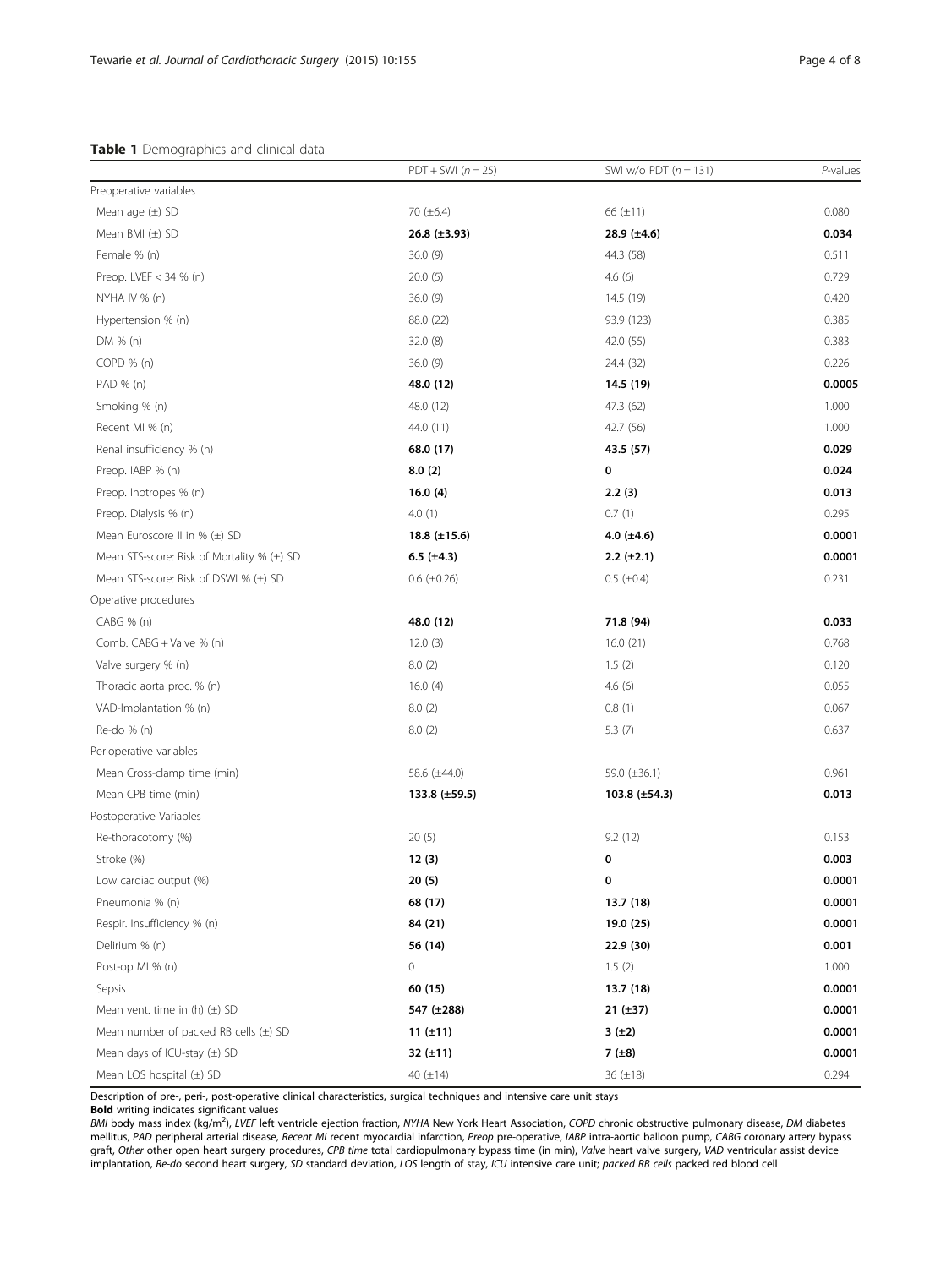**Table 1** Demographics and clinical data

| | PDT + SWI ($n = 25$) | SWI w/o PDT ($n = 131$) | *P*-values |
|---|---|---|---|
| Preoperative variables | | | |
| Mean age (±) SD | 70 (±6.4) | 66 (±11) | 0.080 |
| Mean BMI (±) SD | **26.8 (±3.93)** | **28.9 (±4.6)** | **0.034** |
| Female % (n) | 36.0 (9) | 44.3 (58) | 0.511 |
| Preop. LVEF < 34 % (n) | 20.0 (5) | 4.6 (6) | 0.729 |
| NYHA IV % (n) | 36.0 (9) | 14.5 (19) | 0.420 |
| Hypertension % (n) | 88.0 (22) | 93.9 (123) | 0.385 |
| DM % (n) | 32.0 (8) | 42.0 (55) | 0.383 |
| COPD % (n) | 36.0 (9) | 24.4 (32) | 0.226 |
| PAD % (n) | **48.0 (12)** | **14.5 (19)** | **0.0005** |
| Smoking % (n) | 48.0 (12) | 47.3 (62) | 1.000 |
| Recent MI % (n) | 44.0 (11) | 42.7 (56) | 1.000 |
| Renal insufficiency % (n) | **68.0 (17)** | **43.5 (57)** | **0.029** |
| Preop. IABP % (n) | **8.0 (2)** | **0** | **0.024** |
| Preop. Inotropes % (n) | **16.0 (4)** | **2.2 (3)** | **0.013** |
| Preop. Dialysis % (n) | 4.0 (1) | 0.7 (1) | 0.295 |
| Mean Euroscore II in % (±) SD | **18.8 (±15.6)** | **4.0 (±4.6)** | **0.0001** |
| Mean STS-score: Risk of Mortality % (±) SD | **6.5 (±4.3)** | **2.2 (±2.1)** | **0.0001** |
| Mean STS-score: Risk of DSWI % (±) SD | 0.6 (±0.26) | 0.5 (±0.4) | 0.231 |
| Operative procedures | | | |
| CABG % (n) | **48.0 (12)** | **71.8 (94)** | **0.033** |
| Comb. CABG + Valve % (n) | 12.0 (3) | 16.0 (21) | 0.768 |
| Valve surgery % (n) | 8.0 (2) | 1.5 (2) | 0.120 |
| Thoracic aorta proc. % (n) | 16.0 (4) | 4.6 (6) | 0.055 |
| VAD-Implantation % (n) | 8.0 (2) | 0.8 (1) | 0.067 |
| Re-do % (n) | 8.0 (2) | 5.3 (7) | 0.637 |
| Perioperative variables | | | |
| Mean Cross-clamp time (min) | 58.6 (±44.0) | 59.0 (±36.1) | 0.961 |
| Mean CPB time (min) | **133.8 (±59.5)** | **103.8 (±54.3)** | **0.013** |
| Postoperative Variables | | | |
| Re-thoracotomy (%) | 20 (5) | 9.2 (12) | 0.153 |
| Stroke (%) | **12 (3)** | **0** | **0.003** |
| Low cardiac output (%) | **20 (5)** | **0** | **0.0001** |
| Pneumonia % (n) | **68 (17)** | **13.7 (18)** | **0.0001** |
| Respir. Insufficiency % (n) | **84 (21)** | **19.0 (25)** | **0.0001** |
| Delirium % (n) | **56 (14)** | **22.9 (30)** | **0.001** |
| Post-op MI % (n) | 0 | 1.5 (2) | 1.000 |
| Sepsis | **60 (15)** | **13.7 (18)** | **0.0001** |
| Mean vent. time in (h) (±) SD | **547 (±288)** | **21 (±37)** | **0.0001** |
| Mean number of packed RB cells (±) SD | **11 (±11)** | **3 (±2)** | **0.0001** |
| Mean days of ICU-stay (±) SD | **32 (±11)** | **7 (±8)** | **0.0001** |
| Mean LOS hospital (±) SD | 40 (±14) | 36 (±18) | 0.294 |

Description of pre-, peri-, post-operative clinical characteristics, surgical techniques and intensive care unit stays

**Bold** writing indicates significant values

*BMI* body mass index (kg/m$^2$), *LVEF* left ventricle ejection fraction, *NYHA* New York Heart Association, *COPD* chronic obstructive pulmonary disease, *DM* diabetes mellitus, *PAD* peripheral arterial disease, *Recent MI* recent myocardial infarction, *Preop* pre-operative, *IABP* intra-aortic balloon pump, *CABG* coronary artery bypass graft, *Other* other open heart surgery procedures, *CPB time* total cardiopulmonary bypass time (in min), *Valve* heart valve surgery, *VAD* ventricular assist device implantation, *Re-do* second heart surgery, *SD* standard deviation, *LOS* length of stay, *ICU* intensive care unit; *packed RB cells* packed red blood cell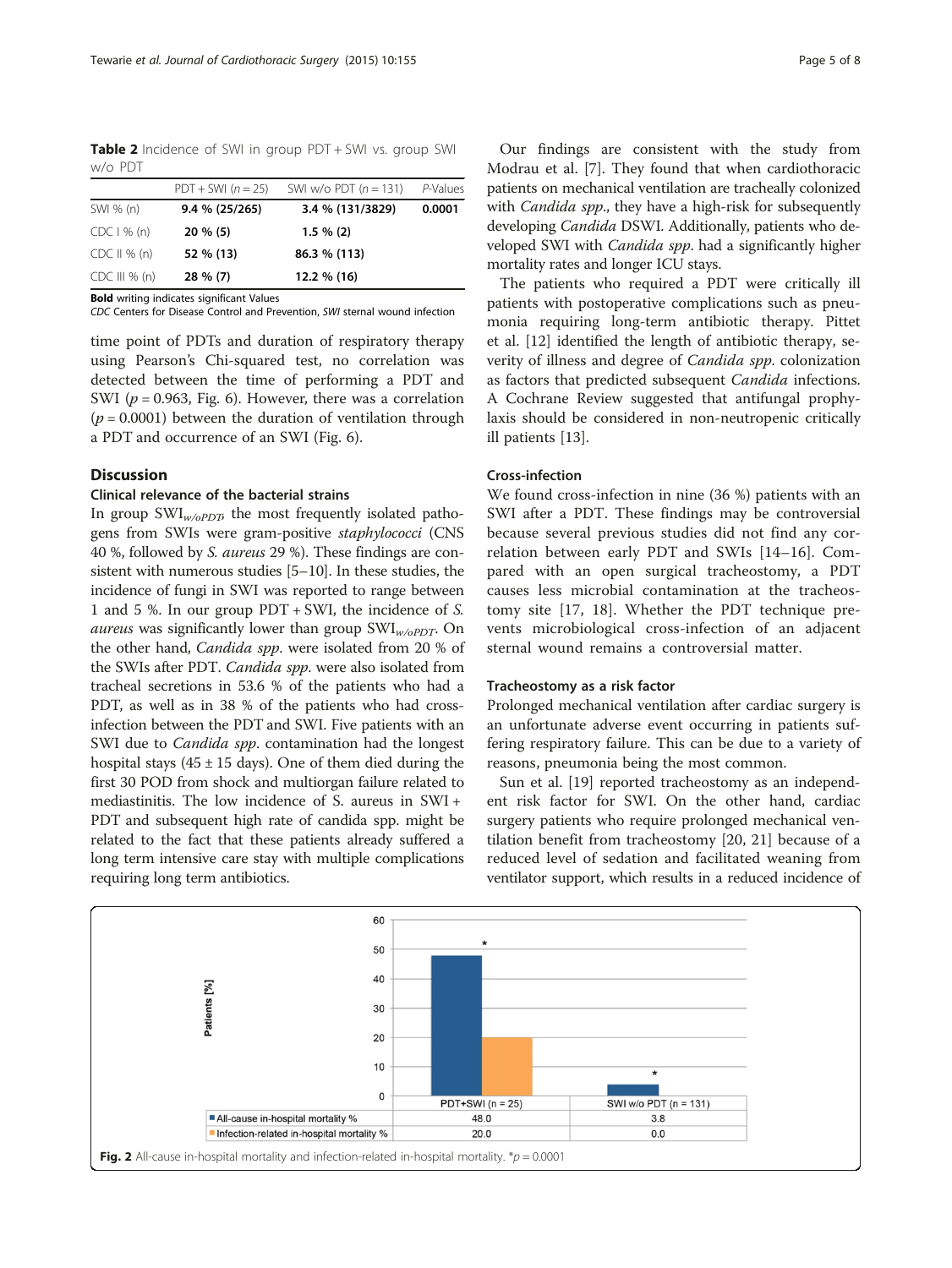**Table 2** Incidence of SWI in group PDT + SWI vs. group SWI w/o PDT

| | PDT + SWI (n = 25) | SWI w/o PDT (n = 131) | P-Values |
|---|---|---|---|
| SWI % (n) | **9.4 % (25/265)** | **3.4 % (131/3829)** | **0.0001** |
| CDC I % (n) | **20 % (5)** | **1.5 % (2)** | |
| CDC II % (n) | **52 % (13)** | **86.3 % (113)** | |
| CDC III % (n) | **28 % (7)** | **12.2 % (16)** | |

**Bold** writing indicates significant Values
*CDC* Centers for Disease Control and Prevention, *SWI* sternal wound infection

time point of PDTs and duration of respiratory therapy using Pearson's Chi-squared test, no correlation was detected between the time of performing a PDT and SWI ($p = 0.963$, Fig. 6). However, there was a correlation ($p = 0.0001$) between the duration of ventilation through a PDT and occurrence of an SWI (Fig. 6).

## Discussion

### Clinical relevance of the bacterial strains

In group $SWI_{w/oPDT}$, the most frequently isolated pathogens from SWIs were gram-positive *staphylococci* (CNS 40 %, followed by *S. aureus* 29 %). These findings are consistent with numerous studies [5–10]. In these studies, the incidence of fungi in SWI was reported to range between 1 and 5 %. In our group PDT + SWI, the incidence of *S. aureus* was significantly lower than group $SWI_{w/oPDT}$. On the other hand, *Candida spp.* were isolated from 20 % of the SWIs after PDT. *Candida spp.* were also isolated from tracheal secretions in 53.6 % of the patients who had a PDT, as well as in 38 % of the patients who had cross-infection between the PDT and SWI. Five patients with an SWI due to *Candida spp.* contamination had the longest hospital stays (45 ± 15 days). One of them died during the first 30 POD from shock and multiorgan failure related to mediastinitis. The low incidence of S. aureus in SWI + PDT and subsequent high rate of candida spp. might be related to the fact that these patients already suffered a long term intensive care stay with multiple complications requiring long term antibiotics.

Our findings are consistent with the study from Modrau et al. [7]. They found that when cardiothoracic patients on mechanical ventilation are tracheally colonized with *Candida spp.*, they have a high-risk for subsequently developing *Candida* DSWI. Additionally, patients who developed SWI with *Candida spp.* had a significantly higher mortality rates and longer ICU stays.

The patients who required a PDT were critically ill patients with postoperative complications such as pneumonia requiring long-term antibiotic therapy. Pittet et al. [12] identified the length of antibiotic therapy, severity of illness and degree of *Candida spp.* colonization as factors that predicted subsequent *Candida* infections. A Cochrane Review suggested that antifungal prophylaxis should be considered in non-neutropenic critically ill patients [13].

### Cross-infection

We found cross-infection in nine (36 %) patients with an SWI after a PDT. These findings may be controversial because several previous studies did not find any correlation between early PDT and SWIs [14–16]. Compared with an open surgical tracheostomy, a PDT causes less microbial contamination at the tracheostomy site [17, 18]. Whether the PDT technique prevents microbiological cross-infection of an adjacent sternal wound remains a controversial matter.

### Tracheostomy as a risk factor

Prolonged mechanical ventilation after cardiac surgery is an unfortunate adverse event occurring in patients suffering respiratory failure. This can be due to a variety of reasons, pneumonia being the most common.

Sun et al. [19] reported tracheostomy as an independent risk factor for SWI. On the other hand, cardiac surgery patients who require prolonged mechanical ventilation benefit from tracheostomy [20, 21] because of a reduced level of sedation and facilitated weaning from ventilator support, which results in a reduced incidence of

| | PDT+SWI (n = 25) | SWI w/o PDT (n = 131) |
|---|---|---|
| All-cause in-hospital mortality % | 48.0 | 3.8 |
| Infection-related in-hospital mortality % | 20.0 | 0.0 |

**Fig. 2** All-cause in-hospital mortality and infection-related in-hospital mortality. *$p = 0.0001$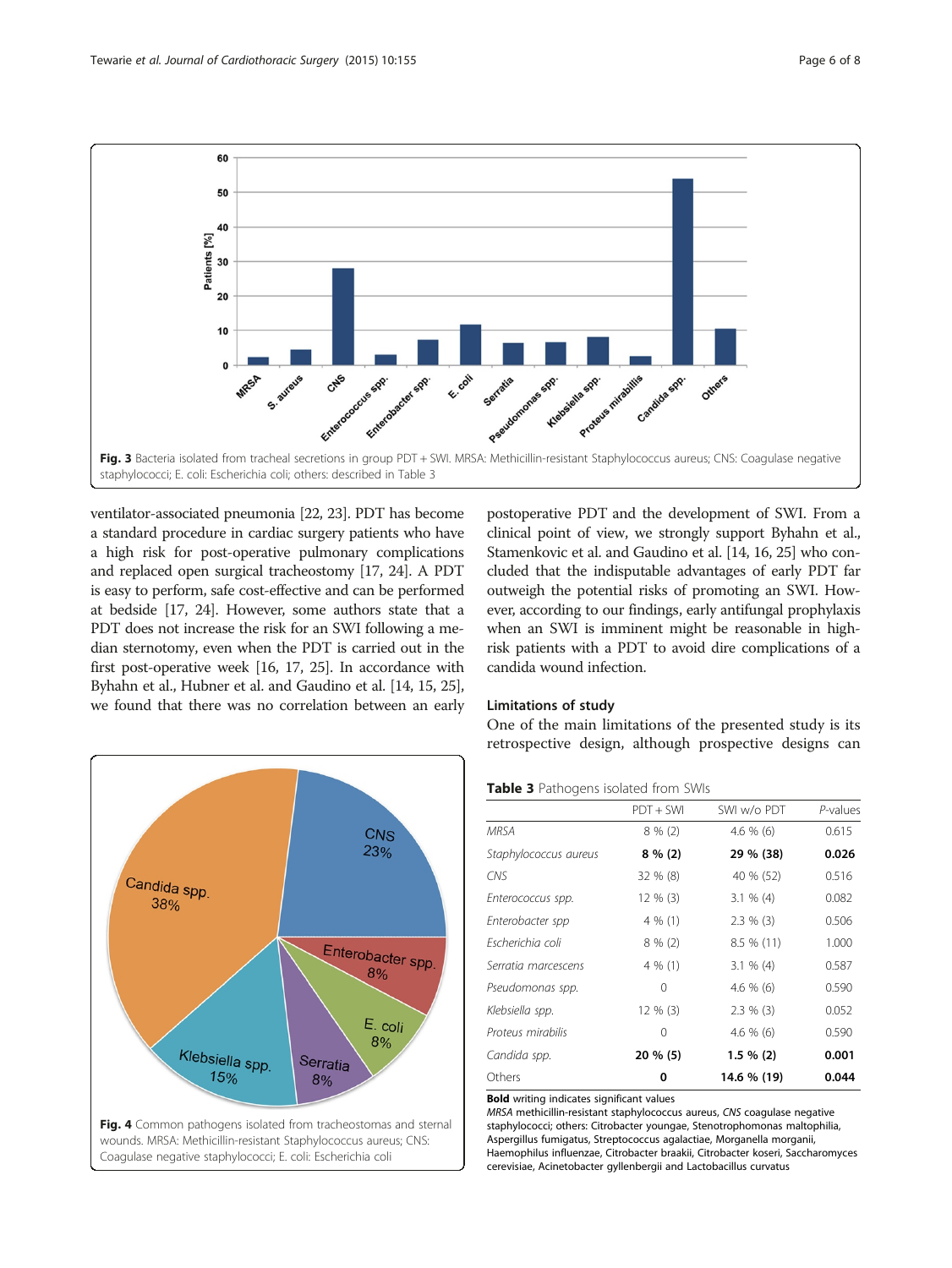Fig. 3 Bacteria isolated from tracheal secretions in group PDT + SWI. MRSA: Methicillin-resistant Staphylococcus aureus; CNS: Coagulase negative staphylococci; E. coli: Escherichia coli; others: described in Table 3

ventilator-associated pneumonia [22, 23]. PDT has become a standard procedure in cardiac surgery patients who have a high risk for post-operative pulmonary complications and replaced open surgical tracheostomy [17, 24]. A PDT is easy to perform, safe cost-effective and can be performed at bedside [17, 24]. However, some authors state that a PDT does not increase the risk for an SWI following a median sternotomy, even when the PDT is carried out in the first post-operative week [16, 17, 25]. In accordance with Byhahn et al., Hubner et al. and Gaudino et al. [14, 15, 25], we found that there was no correlation between an early postoperative PDT and the development of SWI. From a clinical point of view, we strongly support Byhahn et al., Stamenkovic et al. and Gaudino et al. [14, 16, 25] who concluded that the indisputable advantages of early PDT far outweigh the potential risks of promoting an SWI. However, according to our findings, early antifungal prophylaxis when an SWI is imminent might be reasonable in high-risk patients with a PDT to avoid dire complications of a candida wound infection.

Fig. 4 Common pathogens isolated from tracheostomas and sternal wounds. MRSA: Methicillin-resistant Staphylococcus aureus; CNS: Coagulase negative staphylococci; E. coli: Escherichia coli

### Limitations of study

One of the main limitations of the presented study is its retrospective design, although prospective designs can

**Table 3** Pathogens isolated from SWIs

| | PDT + SWI | SWI w/o PDT | *P*-values |
|---|---|---|---|
| *MRSA* | 8 % (2) | 4.6 % (6) | 0.615 |
| *Staphylococcus aureus* | **8 % (2)** | **29 % (38)** | **0.026** |
| *CNS* | 32 % (8) | 40 % (52) | 0.516 |
| *Enterococcus spp.* | 12 % (3) | 3.1 % (4) | 0.082 |
| *Enterobacter spp* | 4 % (1) | 2.3 % (3) | 0.506 |
| *Escherichia coli* | 8 % (2) | 8.5 % (11) | 1.000 |
| *Serratia marcescens* | 4 % (1) | 3.1 % (4) | 0.587 |
| *Pseudomonas spp.* | 0 | 4.6 % (6) | 0.590 |
| *Klebsiella spp.* | 12 % (3) | 2.3 % (3) | 0.052 |
| *Proteus mirabilis* | 0 | 4.6 % (6) | 0.590 |
| *Candida spp.* | **20 % (5)** | **1.5 % (2)** | **0.001** |
| Others | **0** | **14.6 % (19)** | **0.044** |

**Bold** writing indicates significant values

*MRSA* methicillin-resistant staphylococcus aureus, *CNS* coagulase negative staphylococci; others: Citrobacter youngae, Stenotrophomonas maltophilia, Aspergillus fumigatus, Streptococcus agalactiae, Morganella morganii, Haemophilus influenzae, Citrobacter braakii, Citrobacter koseri, Saccharomyces cerevisiae, Acinetobacter gyllenbergii and Lactobacillus curvatus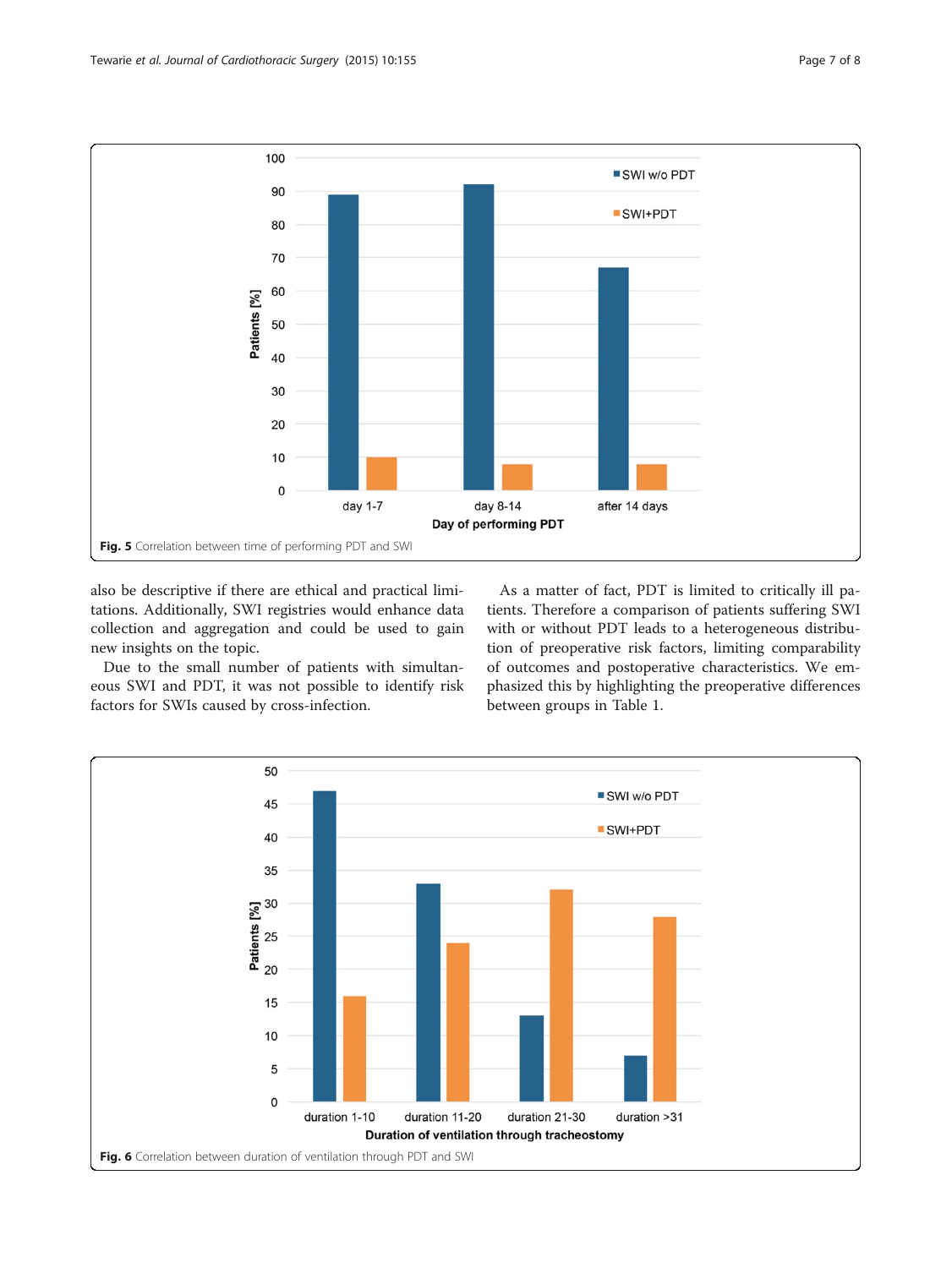Fig. 5 Correlation between time of performing PDT and SWI

also be descriptive if there are ethical and practical limitations. Additionally, SWI registries would enhance data collection and aggregation and could be used to gain new insights on the topic.

Due to the small number of patients with simultaneous SWI and PDT, it was not possible to identify risk factors for SWIs caused by cross-infection.

As a matter of fact, PDT is limited to critically ill patients. Therefore a comparison of patients suffering SWI with or without PDT leads to a heterogeneous distribution of preoperative risk factors, limiting comparability of outcomes and postoperative characteristics. We emphasized this by highlighting the preoperative differences between groups in Table 1.

Fig. 6 Correlation between duration of ventilation through PDT and SWI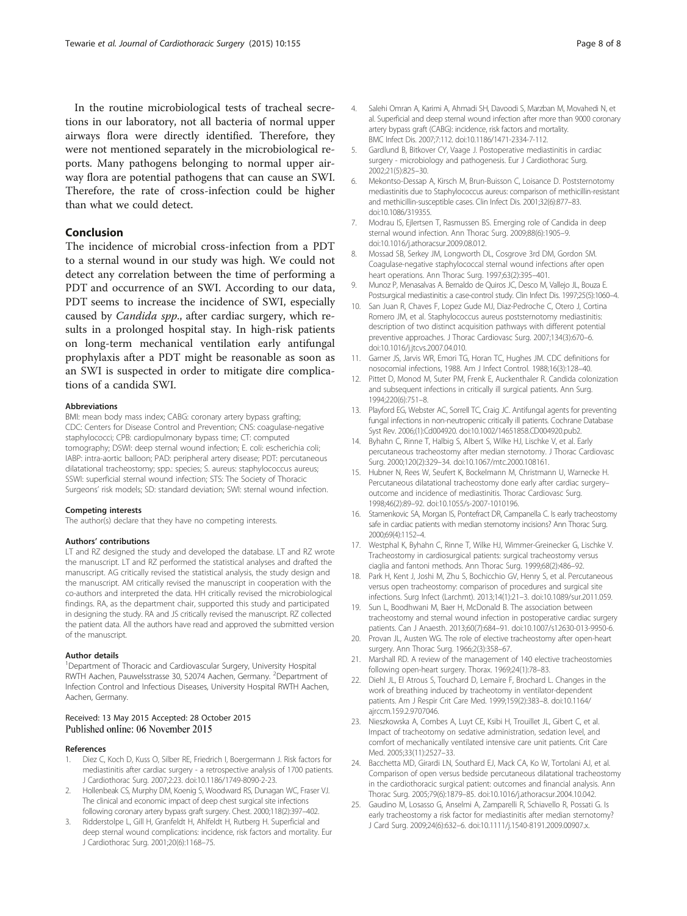In the routine microbiological tests of tracheal secretions in our laboratory, not all bacteria of normal upper airways flora were directly identified. Therefore, they were not mentioned separately in the microbiological reports. Many pathogens belonging to normal upper airway flora are potential pathogens that can cause an SWI. Therefore, the rate of cross-infection could be higher than what we could detect.

## Conclusion

The incidence of microbial cross-infection from a PDT to a sternal wound in our study was high. We could not detect any correlation between the time of performing a PDT and occurrence of an SWI. According to our data, PDT seems to increase the incidence of SWI, especially caused by *Candida spp*., after cardiac surgery, which results in a prolonged hospital stay. In high-risk patients on long-term mechanical ventilation early antifungal prophylaxis after a PDT might be reasonable as soon as an SWI is suspected in order to mitigate dire complications of a candida SWI.

#### Abbreviations

BMI: mean body mass index; CABG: coronary artery bypass grafting; CDC: Centers for Disease Control and Prevention; CNS: coagulase-negative staphylococci; CPB: cardiopulmonary bypass time; CT: computed tomography; DSWI: deep sternal wound infection; E. coli: escherichia coli; IABP: intra-aortic balloon; PAD: peripheral artery disease; PDT: percutaneous dilatational tracheostomy; spp.: species; S. aureus: staphylococcus aureus; SSWI: superficial sternal wound infection; STS: The Society of Thoracic Surgeons' risk models; SD: standard deviation; SWI: sternal wound infection.

#### Competing interests

The author(s) declare that they have no competing interests.

#### Authors' contributions

LT and RZ designed the study and developed the database. LT and RZ wrote the manuscript. LT and RZ performed the statistical analyses and drafted the manuscript. AG critically revised the statistical analysis, the study design and the manuscript. AM critically revised the manuscript in cooperation with the co-authors and interpreted the data. HH critically revised the microbiological findings. RA, as the department chair, supported this study and participated in designing the study. RA and JS critically revised the manuscript. RZ collected the patient data. All the authors have read and approved the submitted version of the manuscript.

#### Author details

[1]Department of Thoracic and Cardiovascular Surgery, University Hospital RWTH Aachen, Pauwelsstrasse 30, 52074 Aachen, Germany. [2]Department of Infection Control and Infectious Diseases, University Hospital RWTH Aachen, Aachen, Germany.

Received: 13 May 2015 Accepted: 28 October 2015
Published online: 06 November 2015

#### References

1. Diez C, Koch D, Kuss O, Silber RE, Friedrich I, Boergermann J. Risk factors for mediastinitis after cardiac surgery - a retrospective analysis of 1700 patients. J Cardiothorac Surg. 2007;2:23. doi:10.1186/1749-8090-2-23.
2. Hollenbeak CS, Murphy DM, Koenig S, Woodward RS, Dunagan WC, Fraser VJ. The clinical and economic impact of deep chest surgical site infections following coronary artery bypass graft surgery. Chest. 2000;118(2):397–402.
3. Ridderstolpe L, Gill H, Granfeldt H, Ahlfeldt H, Rutberg H. Superficial and deep sternal wound complications: incidence, risk factors and mortality. Eur J Cardiothorac Surg. 2001;20(6):1168–75.
4. Salehi Omran A, Karimi A, Ahmadi SH, Davoodi S, Marzban M, Movahedi N, et al. Superficial and deep sternal wound infection after more than 9000 coronary artery bypass graft (CABG): incidence, risk factors and mortality. BMC Infect Dis. 2007;7:112. doi:10.1186/1471-2334-7-112.
5. Gardlund B, Bitkover CY, Vaage J. Postoperative mediastinitis in cardiac surgery - microbiology and pathogenesis. Eur J Cardiothorac Surg. 2002;21(5):825–30.
6. Mekontso-Dessap A, Kirsch M, Brun-Buisson C, Loisance D. Poststernotomy mediastinitis due to Staphylococcus aureus: comparison of methicillin-resistant and methicillin-susceptible cases. Clin Infect Dis. 2001;32(6):877–83. doi:10.1086/319355.
7. Modrau IS, Ejlertsen T, Rasmussen BS. Emerging role of Candida in deep sternal wound infection. Ann Thorac Surg. 2009;88(6):1905–9. doi:10.1016/j.athoracsur.2009.08.012.
8. Mossad SB, Serkey JM, Longworth DL, Cosgrove 3rd DM, Gordon SM. Coagulase-negative staphylococcal sternal wound infections after open heart operations. Ann Thorac Surg. 1997;63(2):395–401.
9. Munoz P, Menasalvas A. Bernaldo de Quiros JC, Desco M, Vallejo JL, Bouza E. Postsurgical mediastinitis: a case-control study. Clin Infect Dis. 1997;25(5):1060–4.
10. San Juan R, Chaves F, Lopez Gude MJ, Diaz-Pedroche C, Otero J, Cortina Romero JM, et al. Staphylococcus aureus poststernotomy mediastinitis: description of two distinct acquisition pathways with different potential preventive approaches. J Thorac Cardiovasc Surg. 2007;134(3):670–6. doi:10.1016/j.jtcvs.2007.04.010.
11. Garner JS, Jarvis WR, Emori TG, Horan TC, Hughes JM. CDC definitions for nosocomial infections, 1988. Am J Infect Control. 1988;16(3):128–40.
12. Pittet D, Monod M, Suter PM, Frenk E, Auckenthaler R. Candida colonization and subsequent infections in critically ill surgical patients. Ann Surg. 1994;220(6):751–8.
13. Playford EG, Webster AC, Sorrell TC, Craig JC. Antifungal agents for preventing fungal infections in non-neutropenic critically ill patients. Cochrane Database Syst Rev. 2006;(1):Cd004920. doi:10.1002/14651858.CD004920.pub2.
14. Byhahn C, Rinne T, Halbig S, Albert S, Wilke HJ, Lischke V, et al. Early percutaneous tracheostomy after median sternotomy. J Thorac Cardiovasc Surg. 2000;120(2):329–34. doi:10.1067/mtc.2000.108161.
15. Hubner N, Rees W, Seufert K, Bockelmann M, Christmann U, Warnecke H. Percutaneous dilatational tracheostomy done early after cardiac surgery–outcome and incidence of mediastinitis. Thorac Cardiovasc Surg. 1998;46(2):89–92. doi:10.1055/s-2007-1010196.
16. Stamenkovic SA, Morgan IS, Pontefract DR, Campanella C. Is early tracheostomy safe in cardiac patients with median sternotomy incisions? Ann Thorac Surg. 2000;69(4):1152–4.
17. Westphal K, Byhahn C, Rinne T, Wilke HJ, Wimmer-Greinecker G, Lischke V. Tracheostomy in cardiosurgical patients: surgical tracheostomy versus ciaglia and fantoni methods. Ann Thorac Surg. 1999;68(2):486–92.
18. Park H, Kent J, Joshi M, Zhu S, Bochicchio GV, Henry S, et al. Percutaneous versus open tracheostomy: comparison of procedures and surgical site infections. Surg Infect (Larchmt). 2013;14(1):21–3. doi:10.1089/sur.2011.059.
19. Sun L, Boodhwani M, Baer H, McDonald B. The association between tracheostomy and sternal wound infection in postoperative cardiac surgery patients. Can J Anaesth. 2013;60(7):684–91. doi:10.1007/s12630-013-9950-6.
20. Provan JL, Austen WG. The role of elective tracheostomy after open-heart surgery. Ann Thorac Surg. 1966;2(3):358–67.
21. Marshall RD. A review of the management of 140 elective tracheostomies following open-heart surgery. Thorax. 1969;24(1):78–83.
22. Diehl JL, El Atrous S, Touchard D, Lemaire F, Brochard L. Changes in the work of breathing induced by tracheotomy in ventilator-dependent patients. Am J Respir Crit Care Med. 1999;159(2):383–8. doi:10.1164/ajrccm.159.2.9707046.
23. Nieszkowska A, Combes A, Luyt CE, Ksibi H, Trouillet JL, Gibert C, et al. Impact of tracheotomy on sedative administration, sedation level, and comfort of mechanically ventilated intensive care unit patients. Crit Care Med. 2005;33(11):2527–33.
24. Bacchetta MD, Girardi LN, Southard EJ, Mack CA, Ko W, Tortolani AJ, et al. Comparison of open versus bedside percutaneous dilatational tracheostomy in the cardiothoracic surgical patient: outcomes and financial analysis. Ann Thorac Surg. 2005;79(6):1879–85. doi:10.1016/j.athoracsur.2004.10.042.
25. Gaudino M, Losasso G, Anselmi A, Zamparelli R, Schiavello R, Possati G. Is early tracheostomy a risk factor for mediastinitis after median sternotomy? J Card Surg. 2009;24(6):632–6. doi:10.1111/j.1540-8191.2009.00907.x.